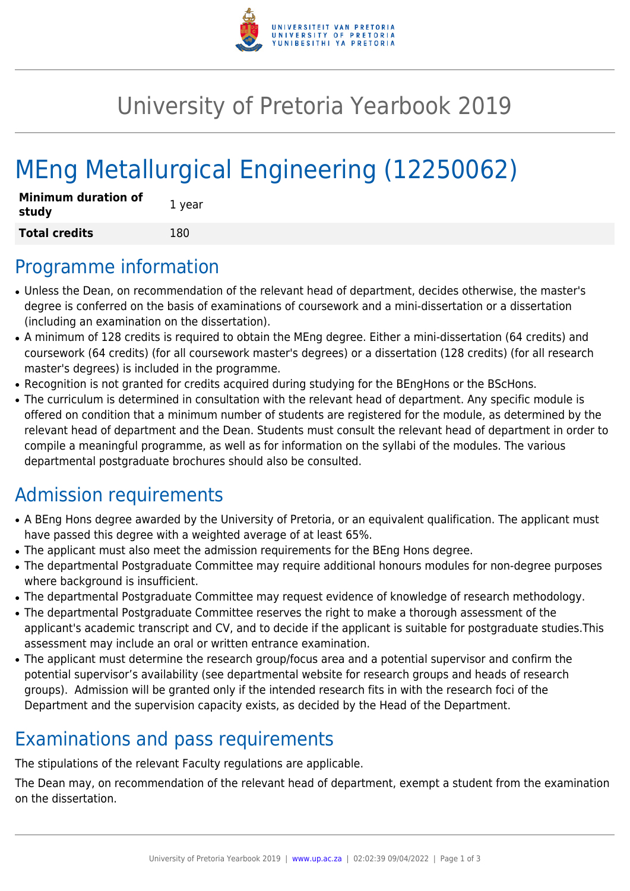# University of Pretoria Yearbook 2019

# MEng Metallurgical Engineering (12250062)

| | |
|---|---|
| **Minimum duration of study** | 1 year |
| **Total credits** | 180 |

## Programme information

- Unless the Dean, on recommendation of the relevant head of department, decides otherwise, the master's degree is conferred on the basis of examinations of coursework and a mini-dissertation or a dissertation (including an examination on the dissertation).
- A minimum of 128 credits is required to obtain the MEng degree. Either a mini-dissertation (64 credits) and coursework (64 credits) (for all coursework master's degrees) or a dissertation (128 credits) (for all research master's degrees) is included in the programme.
- Recognition is not granted for credits acquired during studying for the BEngHons or the BScHons.
- The curriculum is determined in consultation with the relevant head of department. Any specific module is offered on condition that a minimum number of students are registered for the module, as determined by the relevant head of department and the Dean. Students must consult the relevant head of department in order to compile a meaningful programme, as well as for information on the syllabi of the modules. The various departmental postgraduate brochures should also be consulted.

## Admission requirements

- A BEng Hons degree awarded by the University of Pretoria, or an equivalent qualification. The applicant must have passed this degree with a weighted average of at least 65%.
- The applicant must also meet the admission requirements for the BEng Hons degree.
- The departmental Postgraduate Committee may require additional honours modules for non-degree purposes where background is insufficient.
- The departmental Postgraduate Committee may request evidence of knowledge of research methodology.
- The departmental Postgraduate Committee reserves the right to make a thorough assessment of the applicant's academic transcript and CV, and to decide if the applicant is suitable for postgraduate studies.This assessment may include an oral or written entrance examination.
- The applicant must determine the research group/focus area and a potential supervisor and confirm the potential supervisor's availability (see departmental website for research groups and heads of research groups). Admission will be granted only if the intended research fits in with the research foci of the Department and the supervision capacity exists, as decided by the Head of the Department.

## Examinations and pass requirements

The stipulations of the relevant Faculty regulations are applicable.

The Dean may, on recommendation of the relevant head of department, exempt a student from the examination on the dissertation.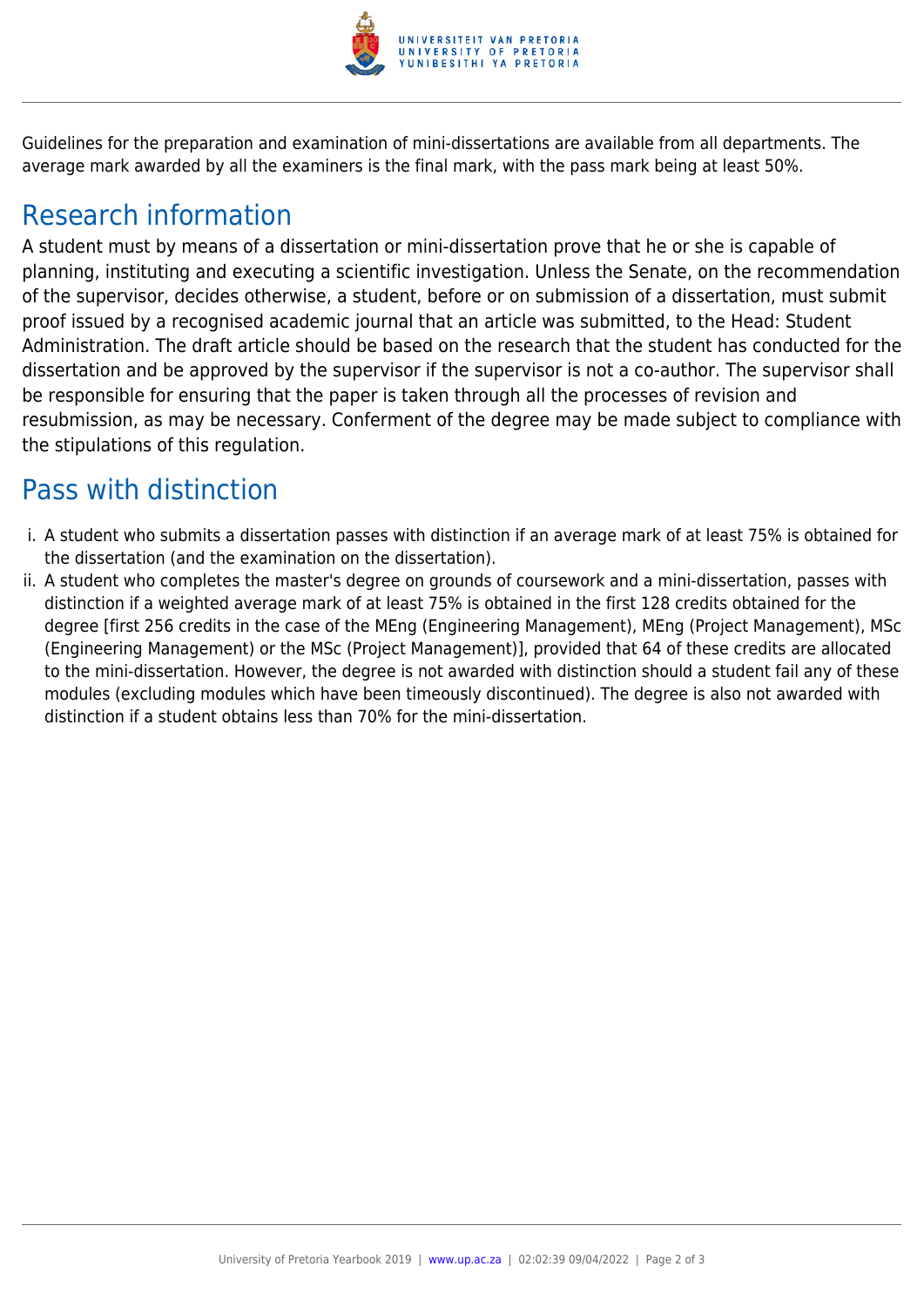Guidelines for the preparation and examination of mini-dissertations are available from all departments. The average mark awarded by all the examiners is the final mark, with the pass mark being at least 50%.

## Research information

A student must by means of a dissertation or mini-dissertation prove that he or she is capable of planning, instituting and executing a scientific investigation. Unless the Senate, on the recommendation of the supervisor, decides otherwise, a student, before or on submission of a dissertation, must submit proof issued by a recognised academic journal that an article was submitted, to the Head: Student Administration. The draft article should be based on the research that the student has conducted for the dissertation and be approved by the supervisor if the supervisor is not a co-author. The supervisor shall be responsible for ensuring that the paper is taken through all the processes of revision and resubmission, as may be necessary. Conferment of the degree may be made subject to compliance with the stipulations of this regulation.

## Pass with distinction

i. A student who submits a dissertation passes with distinction if an average mark of at least 75% is obtained for the dissertation (and the examination on the dissertation).

ii. A student who completes the master's degree on grounds of coursework and a mini-dissertation, passes with distinction if a weighted average mark of at least 75% is obtained in the first 128 credits obtained for the degree [first 256 credits in the case of the MEng (Engineering Management), MEng (Project Management), MSc (Engineering Management) or the MSc (Project Management)], provided that 64 of these credits are allocated to the mini-dissertation. However, the degree is not awarded with distinction should a student fail any of these modules (excluding modules which have been timeously discontinued). The degree is also not awarded with distinction if a student obtains less than 70% for the mini-dissertation.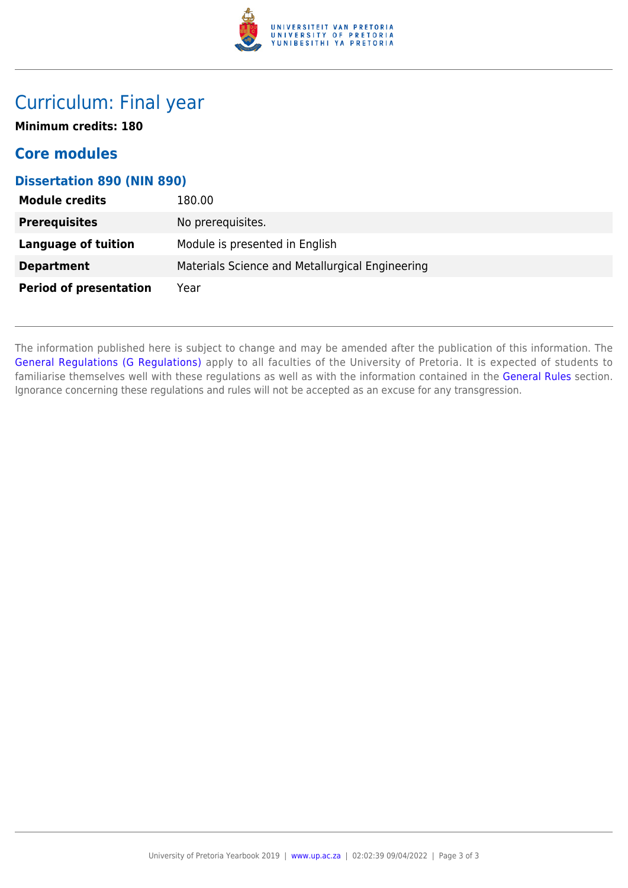# Curriculum: Final year

**Minimum credits: 180**

## Core modules

### Dissertation 890 (NIN 890)

| | |
|---|---|
| **Module credits** | 180.00 |
| **Prerequisites** | No prerequisites. |
| **Language of tuition** | Module is presented in English |
| **Department** | Materials Science and Metallurgical Engineering |
| **Period of presentation** | Year |

The information published here is subject to change and may be amended after the publication of this information. The General Regulations (G Regulations) apply to all faculties of the University of Pretoria. It is expected of students to familiarise themselves well with these regulations as well as with the information contained in the General Rules section. Ignorance concerning these regulations and rules will not be accepted as an excuse for any transgression.